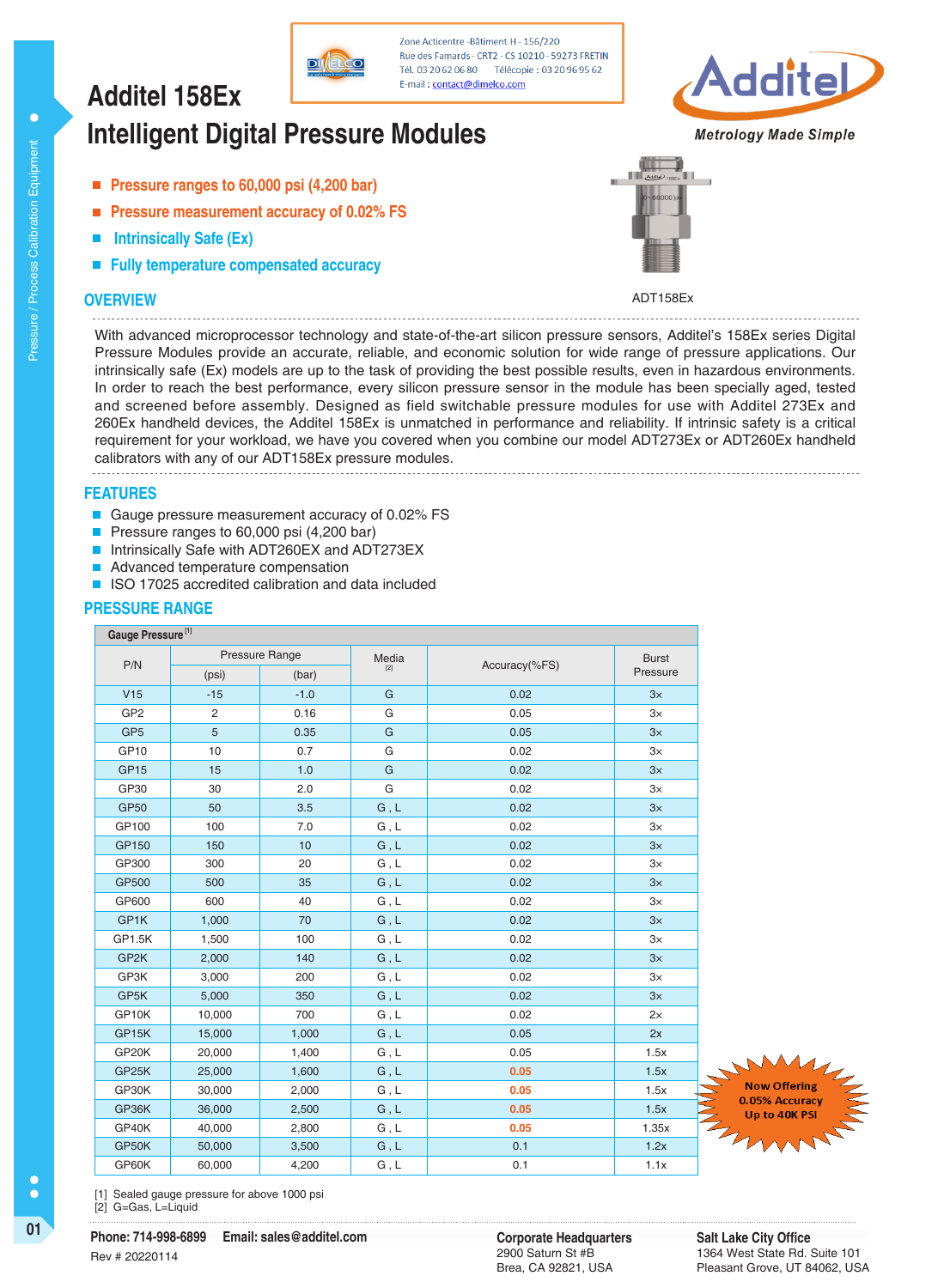Zone Acticentre -Bâtiment H - 156/220
Rue des Famards - CRT2 - CS 10210 - 59273 FRETIN
Tél. 03 20 62 06 80 Télécopie : 03 20 96 95 62
E-mail : contact@dimelco.com

# Additel 158Ex
# Intelligent Digital Pressure Modules

Metrology Made Simple

- **Pressure ranges to 60,000 psi (4,200 bar)**
- **Pressure measurement accuracy of 0.02% FS**
- **Intrinsically Safe (Ex)**
- **Fully temperature compensated accuracy**

ADT158Ex

## OVERVIEW

With advanced microprocessor technology and state-of-the-art silicon pressure sensors, Additel's 158Ex series Digital Pressure Modules provide an accurate, reliable, and economic solution for wide range of pressure applications. Our intrinsically safe (Ex) models are up to the task of providing the best possible results, even in hazardous environments. In order to reach the best performance, every silicon pressure sensor in the module has been specially aged, tested and screened before assembly. Designed as field switchable pressure modules for use with Additel 273Ex and 260Ex handheld devices, the Additel 158Ex is unmatched in performance and reliability. If intrinsic safety is a critical requirement for your workload, we have you covered when you combine our model ADT273Ex or ADT260Ex handheld calibrators with any of our ADT158Ex pressure modules.

## FEATURES

- Gauge pressure measurement accuracy of 0.02% FS
- Pressure ranges to 60,000 psi (4,200 bar)
- Intrinsically Safe with ADT260EX and ADT273EX
- Advanced temperature compensation
- ISO 17025 accredited calibration and data included

## PRESSURE RANGE

**Gauge Pressure**[1]

| P/N | Pressure Range | | Media [2] | Accuracy(%FS) | Burst Pressure |
|---|---|---|---|---|---|
| | (psi) | (bar) | | | |
| V15 | -15 | -1.0 | G | 0.02 | 3x |
| GP2 | 2 | 0.16 | G | 0.05 | 3x |
| GP5 | 5 | 0.35 | G | 0.05 | 3x |
| GP10 | 10 | 0.7 | G | 0.02 | 3x |
| GP15 | 15 | 1.0 | G | 0.02 | 3x |
| GP30 | 30 | 2.0 | G | 0.02 | 3x |
| GP50 | 50 | 3.5 | G , L | 0.02 | 3x |
| GP100 | 100 | 7.0 | G , L | 0.02 | 3x |
| GP150 | 150 | 10 | G , L | 0.02 | 3x |
| GP300 | 300 | 20 | G , L | 0.02 | 3x |
| GP500 | 500 | 35 | G , L | 0.02 | 3x |
| GP600 | 600 | 40 | G , L | 0.02 | 3x |
| GP1K | 1,000 | 70 | G , L | 0.02 | 3x |
| GP1.5K | 1,500 | 100 | G , L | 0.02 | 3x |
| GP2K | 2,000 | 140 | G , L | 0.02 | 3x |
| GP3K | 3,000 | 200 | G , L | 0.02 | 3x |
| GP5K | 5,000 | 350 | G , L | 0.02 | 3x |
| GP10K | 10,000 | 700 | G , L | 0.02 | 2x |
| GP15K | 15,000 | 1,000 | G , L | 0.05 | 2x |
| GP20K | 20,000 | 1,400 | G , L | 0.05 | 1.5x |
| GP25K | 25,000 | 1,600 | G , L | 0.05 | 1.5x |
| GP30K | 30,000 | 2,000 | G , L | 0.05 | 1.5x |
| GP36K | 36,000 | 2,500 | G , L | 0.05 | 1.5x |
| GP40K | 40,000 | 2,800 | G , L | 0.05 | 1.35x |
| GP50K | 50,000 | 3,500 | G , L | 0.1 | 1.2x |
| GP60K | 60,000 | 4,200 | G , L | 0.1 | 1.1x |

Now Offering 0.05% Accuracy Up to 40K PSI

[1] Sealed gauge pressure for above 1000 psi
[2] G=Gas, L=Liquid

**Phone: 714-998-6899** **Email: sales@additel.com**
Rev # 20220114

**Corporate Headquarters**
2900 Saturn St #B
Brea, CA 92821, USA

**Salt Lake City Office**
1364 West State Rd. Suite 101
Pleasant Grove, UT 84062, USA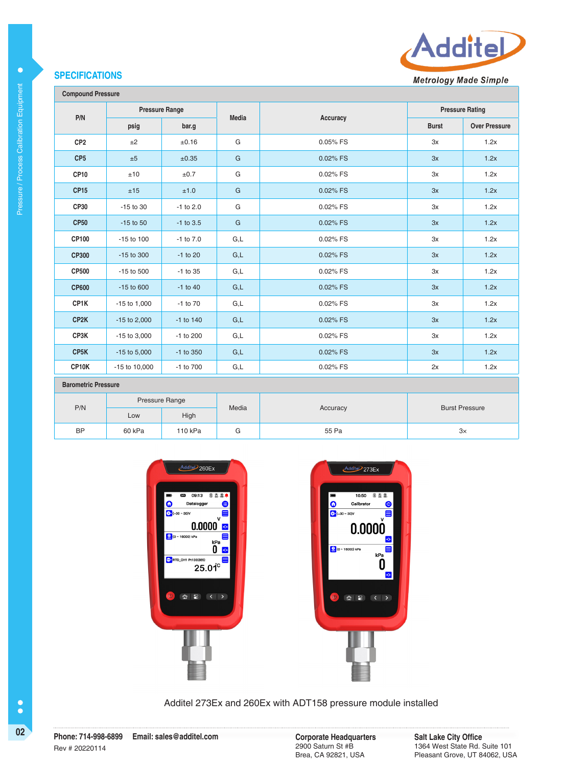## SPECIFICATIONS

**Compound Pressure**

| P/N | Pressure Range | | Media | Accuracy | Pressure Rating | |
|---|---|---|---|---|---|---|
| | psig | bar.g | | | Burst | Over Pressure |
| CP2 | ±2 | ±0.16 | G | 0.05% FS | 3x | 1.2x |
| CP5 | ±5 | ±0.35 | G | 0.02% FS | 3x | 1.2x |
| CP10 | ±10 | ±0.7 | G | 0.02% FS | 3x | 1.2x |
| CP15 | ±15 | ±1.0 | G | 0.02% FS | 3x | 1.2x |
| CP30 | -15 to 30 | -1 to 2.0 | G | 0.02% FS | 3x | 1.2x |
| CP50 | -15 to 50 | -1 to 3.5 | G | 0.02% FS | 3x | 1.2x |
| CP100 | -15 to 100 | -1 to 7.0 | G,L | 0.02% FS | 3x | 1.2x |
| CP300 | -15 to 300 | -1 to 20 | G,L | 0.02% FS | 3x | 1.2x |
| CP500 | -15 to 500 | -1 to 35 | G,L | 0.02% FS | 3x | 1.2x |
| CP600 | -15 to 600 | -1 to 40 | G,L | 0.02% FS | 3x | 1.2x |
| CP1K | -15 to 1,000 | -1 to 70 | G,L | 0.02% FS | 3x | 1.2x |
| CP2K | -15 to 2,000 | -1 to 140 | G,L | 0.02% FS | 3x | 1.2x |
| CP3K | -15 to 3,000 | -1 to 200 | G,L | 0.02% FS | 3x | 1.2x |
| CP5K | -15 to 5,000 | -1 to 350 | G,L | 0.02% FS | 3x | 1.2x |
| CP10K | -15 to 10,000 | -1 to 700 | G,L | 0.02% FS | 2x | 1.2x |

**Barometric Pressure**

| P/N | Pressure Range | | Media | Accuracy | Burst Pressure |
|---|---|---|---|---|---|
| | Low | High | | | |
| BP | 60 kPa | 110 kPa | G | 55 Pa | 3× |

Additel 273Ex and 260Ex with ADT158 pressure module installed

**Phone: 714-998-6899** **Email: sales@additel.com**
Rev # 20220114

**Corporate Headquarters**
2900 Saturn St #B
Brea, CA 92821, USA

**Salt Lake City Office**
1364 West State Rd. Suite 101
Pleasant Grove, UT 84062, USA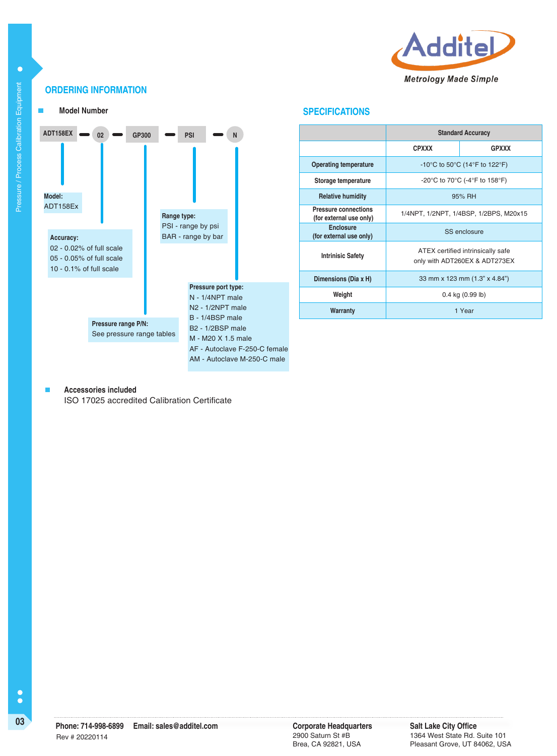## ORDERING INFORMATION

- **Model Number**

ADT158EX — 02 — GP300 — PSI — N

**Model:**
ADT158Ex

**Accuracy:**
02 - 0.02% of full scale
05 - 0.05% of full scale
10 - 0.1% of full scale

**Pressure range P/N:**
See pressure range tables

**Range type:**
PSI - range by psi
BAR - range by bar

**Pressure port type:**
N - 1/4NPT male
N2 - 1/2NPT male
B - 1/4BSP male
B2 - 1/2BSP male
M - M20 X 1.5 male
AF - Autoclave F-250-C female
AM - Autoclave M-250-C male

- **Accessories included**

ISO 17025 accredited Calibration Certificate

## SPECIFICATIONS

| | Standard Accuracy | |
|---|---|---|
| | CPXXX | GPXXX |
| Operating temperature | -10°C to 50°C (14°F to 122°F) | |
| Storage temperature | -20°C to 70°C (-4°F to 158°F) | |
| Relative humidity | 95% RH | |
| Pressure connections (for external use only) | 1/4NPT, 1/2NPT, 1/4BSP, 1/2BPS, M20x15 | |
| Enclosure (for external use only) | SS enclosure | |
| Intrinisic Safety | ATEX certified intrinsically safe only with ADT260EX & ADT273EX | |
| Dimensions (Dia x H) | 33 mm x 123 mm (1.3" x 4.84") | |
| Weight | 0.4 kg (0.99 lb) | |
| Warranty | 1 Year | |